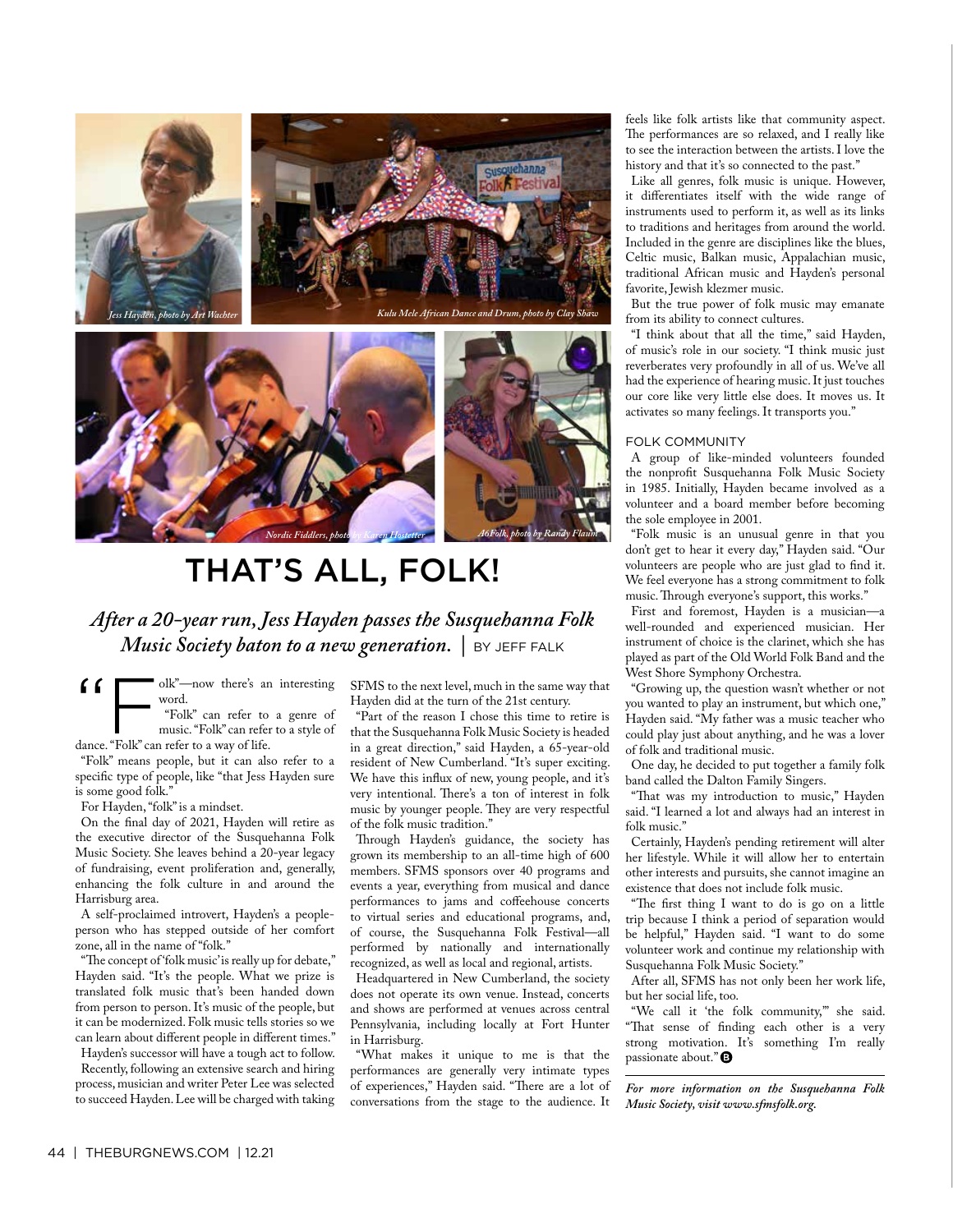Jess Hayden, photo by Art Wachter

Kulu Mele African Dance and Drum, photo by Clay Shaw

Nordic Fiddlers, photo by Karen Hostetter

A6Folk, photo by Randy Flaum

# THAT'S ALL, FOLK!

***After a 20-year run, Jess Hayden passes the Susquehanna Folk Music Society baton to a new generation.*** | BY JEFF FALK

"Folk"—now there's an interesting word.

"Folk" can refer to a genre of music. "Folk" can refer to a style of dance. "Folk" can refer to a way of life.

"Folk" means people, but it can also refer to a specific type of people, like "that Jess Hayden sure is some good folk."

For Hayden, "folk" is a mindset.

On the final day of 2021, Hayden will retire as the executive director of the Susquehanna Folk Music Society. She leaves behind a 20-year legacy of fundraising, event proliferation and, generally, enhancing the folk culture in and around the Harrisburg area.

A self-proclaimed introvert, Hayden's a people-person who has stepped outside of her comfort zone, all in the name of "folk."

"The concept of 'folk music' is really up for debate," Hayden said. "It's the people. What we prize is translated folk music that's been handed down from person to person. It's music of the people, but it can be modernized. Folk music tells stories so we can learn about different people in different times."

Hayden's successor will have a tough act to follow.

Recently, following an extensive search and hiring process, musician and writer Peter Lee was selected to succeed Hayden. Lee will be charged with taking SFMS to the next level, much in the same way that Hayden did at the turn of the 21st century.

"Part of the reason I chose this time to retire is that the Susquehanna Folk Music Society is headed in a great direction," said Hayden, a 65-year-old resident of New Cumberland. "It's super exciting. We have this influx of new, young people, and it's very intentional. There's a ton of interest in folk music by younger people. They are very respectful of the folk music tradition."

Through Hayden's guidance, the society has grown its membership to an all-time high of 600 members. SFMS sponsors over 40 programs and events a year, everything from musical and dance performances to jams and coffeehouse concerts to virtual series and educational programs, and, of course, the Susquehanna Folk Festival—all performed by nationally and internationally recognized, as well as local and regional, artists.

Headquartered in New Cumberland, the society does not operate its own venue. Instead, concerts and shows are performed at venues across central Pennsylvania, including locally at Fort Hunter in Harrisburg.

"What makes it unique to me is that the performances are generally very intimate types of experiences," Hayden said. "There are a lot of conversations from the stage to the audience. It feels like folk artists like that community aspect. The performances are so relaxed, and I really like to see the interaction between the artists. I love the history and that it's so connected to the past."

Like all genres, folk music is unique. However, it differentiates itself with the wide range of instruments used to perform it, as well as its links to traditions and heritages from around the world. Included in the genre are disciplines like the blues, Celtic music, Balkan music, Appalachian music, traditional African music and Hayden's personal favorite, Jewish klezmer music.

But the true power of folk music may emanate from its ability to connect cultures.

"I think about that all the time," said Hayden, of music's role in our society. "I think music just reverberates very profoundly in all of us. We've all had the experience of hearing music. It just touches our core like very little else does. It moves us. It activates so many feelings. It transports you."

## FOLK COMMUNITY

A group of like-minded volunteers founded the nonprofit Susquehanna Folk Music Society in 1985. Initially, Hayden became involved as a volunteer and a board member before becoming the sole employee in 2001.

"Folk music is an unusual genre in that you don't get to hear it every day," Hayden said. "Our volunteers are people who are just glad to find it. We feel everyone has a strong commitment to folk music. Through everyone's support, this works."

First and foremost, Hayden is a musician—a well-rounded and experienced musician. Her instrument of choice is the clarinet, which she has played as part of the Old World Folk Band and the West Shore Symphony Orchestra.

"Growing up, the question wasn't whether or not you wanted to play an instrument, but which one," Hayden said. "My father was a music teacher who could play just about anything, and he was a lover of folk and traditional music.

One day, he decided to put together a family folk band called the Dalton Family Singers.

"That was my introduction to music," Hayden said. "I learned a lot and always had an interest in folk music."

Certainly, Hayden's pending retirement will alter her lifestyle. While it will allow her to entertain other interests and pursuits, she cannot imagine an existence that does not include folk music.

"The first thing I want to do is go on a little trip because I think a period of separation would be helpful," Hayden said. "I want to do some volunteer work and continue my relationship with Susquehanna Folk Music Society."

After all, SFMS has not only been her work life, but her social life, too.

"We call it 'the folk community,'" she said. "That sense of finding each other is a very strong motivation. It's something I'm really passionate about."

---

*For more information on the Susquehanna Folk Music Society, visit www.sfmsfolk.org.*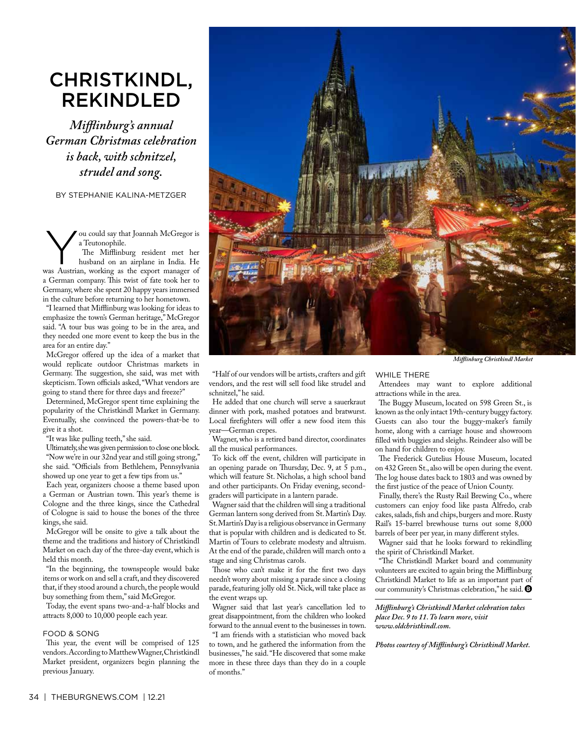# CHRISTKINDL, REKINDLED

*Mifflinburg's annual German Christmas celebration is back, with schnitzel, strudel and song.*

BY STEPHANIE KALINA-METZGER

You could say that Joannah McGregor is a Teutonophile.

The Mifflinburg resident met her husband on an airplane in India. He was Austrian, working as the export manager of a German company. This twist of fate took her to Germany, where she spent 20 happy years immersed in the culture before returning to her hometown.

"I learned that Mifflinburg was looking for ideas to emphasize the town's German heritage," McGregor said. "A tour bus was going to be in the area, and they needed one more event to keep the bus in the area for an entire day."

McGregor offered up the idea of a market that would replicate outdoor Christmas markets in Germany. The suggestion, she said, was met with skepticism. Town officials asked, "What vendors are going to stand there for three days and freeze?"

Determined, McGregor spent time explaining the popularity of the Christkindl Market in Germany. Eventually, she convinced the powers-that-be to give it a shot.

"It was like pulling teeth," she said.

Ultimately, she was given permission to close one block.

"Now we're in our 32nd year and still going strong," she said. "Officials from Bethlehem, Pennsylvania showed up one year to get a few tips from us."

Each year, organizers choose a theme based upon a German or Austrian town. This year's theme is Cologne and the three kings, since the Cathedral of Cologne is said to house the bones of the three kings, she said.

McGregor will be onsite to give a talk about the theme and the traditions and history of Christkindl Market on each day of the three-day event, which is held this month.

"In the beginning, the townspeople would bake items or work on and sell a craft, and they discovered that, if they stood around a church, the people would buy something from them," said McGregor.

Today, the event spans two-and-a-half blocks and attracts 8,000 to 10,000 people each year.

## FOOD & SONG

This year, the event will be comprised of 125 vendors. According to Matthew Wagner, Christkindl Market president, organizers begin planning the previous January.

"Half of our vendors will be artists, crafters and gift vendors, and the rest will sell food like strudel and schnitzel," he said.

He added that one church will serve a sauerkraut dinner with pork, mashed potatoes and bratwurst. Local firefighters will offer a new food item this year—German crepes.

Wagner, who is a retired band director, coordinates all the musical performances.

To kick off the event, children will participate in an opening parade on Thursday, Dec. 9, at 5 p.m., which will feature St. Nicholas, a high school band and other participants. On Friday evening, second-graders will participate in a lantern parade.

Wagner said that the children will sing a traditional German lantern song derived from St. Martin's Day. St. Martin's Day is a religious observance in Germany that is popular with children and is dedicated to St. Martin of Tours to celebrate modesty and altruism. At the end of the parade, children will march onto a stage and sing Christmas carols.

Those who can't make it for the first two days needn't worry about missing a parade since a closing parade, featuring jolly old St. Nick, will take place as the event wraps up.

Wagner said that last year's cancellation led to great disappointment, from the children who looked forward to the annual event to the businesses in town.

"I am friends with a statistician who moved back to town, and he gathered the information from the businesses," he said. "He discovered that some make more in these three days than they do in a couple of months."

*Mifflinburg Christkindl Market*

## WHILE THERE

Attendees may want to explore additional attractions while in the area.

The Buggy Museum, located on 598 Green St., is known as the only intact 19th-century buggy factory. Guests can also tour the buggy-maker's family home, along with a carriage house and showroom filled with buggies and sleighs. Reindeer also will be on hand for children to enjoy.

The Frederick Gutelius House Museum, located on 432 Green St., also will be open during the event. The log house dates back to 1803 and was owned by the first justice of the peace of Union County.

Finally, there's the Rusty Rail Brewing Co., where customers can enjoy food like pasta Alfredo, crab cakes, salads, fish and chips, burgers and more. Rusty Rail's 15-barrel brewhouse turns out some 8,000 barrels of beer per year, in many different styles.

Wagner said that he looks forward to rekindling the spirit of Christkindl Market.

"The Christkindl Market board and community volunteers are excited to again bring the Mifflinburg Christkindl Market to life as an important part of our community's Christmas celebration," he said.

***Mifflinburg's Christkindl Market celebration takes place Dec. 9 to 11. To learn more, visit www.oldchristkindl.com.***

***Photos courtesy of Mifflinburg's Christkindl Market.***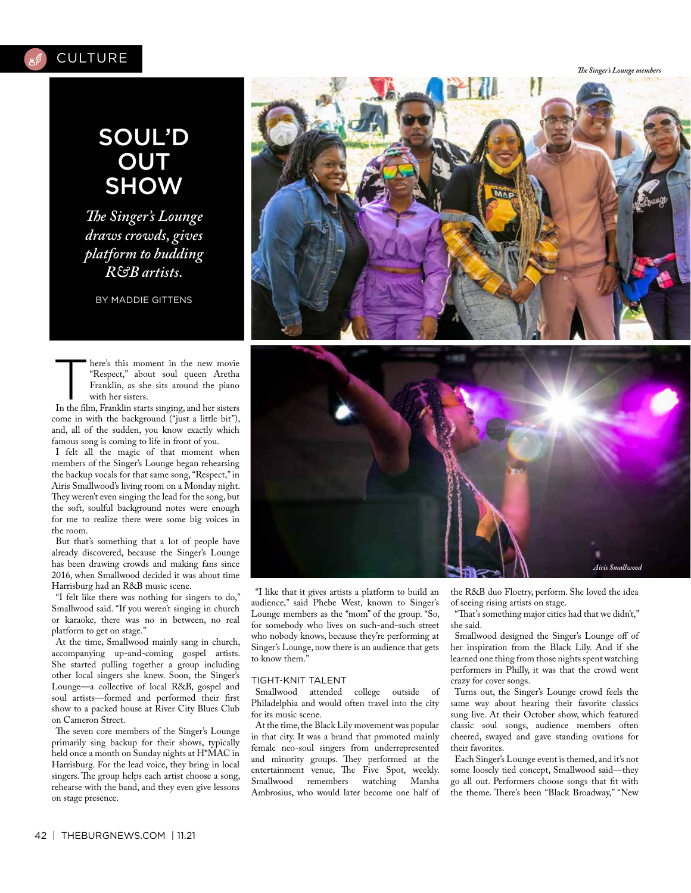CULTURE

# SOUL'D OUT SHOW

*The Singer's Lounge draws crowds, gives platform to budding R&B artists.*

BY MADDIE GITTENS

*The Singer's Lounge members*

*Airis Smallwood*

There's this moment in the new movie "Respect," about soul queen Aretha Franklin, as she sits around the piano with her sisters.

In the film, Franklin starts singing, and her sisters come in with the background ("just a little bit"), and, all of the sudden, you know exactly which famous song is coming to life in front of you.

I felt all the magic of that moment when members of the Singer's Lounge began rehearsing the backup vocals for that same song, "Respect," in Airis Smallwood's living room on a Monday night. They weren't even singing the lead for the song, but the soft, soulful background notes were enough for me to realize there were some big voices in the room.

But that's something that a lot of people have already discovered, because the Singer's Lounge has been drawing crowds and making fans since 2016, when Smallwood decided it was about time Harrisburg had an R&B music scene.

"I felt like there was nothing for singers to do," Smallwood said. "If you weren't singing in church or karaoke, there was no in between, no real platform to get on stage."

At the time, Smallwood mainly sang in church, accompanying up-and-coming gospel artists. She started pulling together a group including other local singers she knew. Soon, the Singer's Lounge—a collective of local R&B, gospel and soul artists—formed and performed their first show to a packed house at River City Blues Club on Cameron Street.

The seven core members of the Singer's Lounge primarily sing backup for their shows, typically held once a month on Sunday nights at H*MAC in Harrisburg. For the lead voice, they bring in local singers. The group helps each artist choose a song, rehearse with the band, and they even give lessons on stage presence.

"I like that it gives artists a platform to build an audience," said Phebe West, known to Singer's Lounge members as the "mom" of the group. "So, for somebody who lives on such-and-such street who nobody knows, because they're performing at Singer's Lounge, now there is an audience that gets to know them."

## TIGHT-KNIT TALENT

Smallwood attended college outside of Philadelphia and would often travel into the city for its music scene.

At the time, the Black Lily movement was popular in that city. It was a brand that promoted mainly female neo-soul singers from underrepresented and minority groups. They performed at the entertainment venue, The Five Spot, weekly. Smallwood remembers watching Marsha Ambrosius, who would later become one half of the R&B duo Floetry, perform. She loved the idea of seeing rising artists on stage.

"That's something major cities had that we didn't," she said.

Smallwood designed the Singer's Lounge off of her inspiration from the Black Lily. And if she learned one thing from those nights spent watching performers in Philly, it was that the crowd went crazy for cover songs.

Turns out, the Singer's Lounge crowd feels the same way about hearing their favorite classics sung live. At their October show, which featured classic soul songs, audience members often cheered, swayed and gave standing ovations for their favorites.

Each Singer's Lounge event is themed, and it's not some loosely tied concept, Smallwood said—they go all out. Performers choose songs that fit with the theme. There's been "Black Broadway," "New